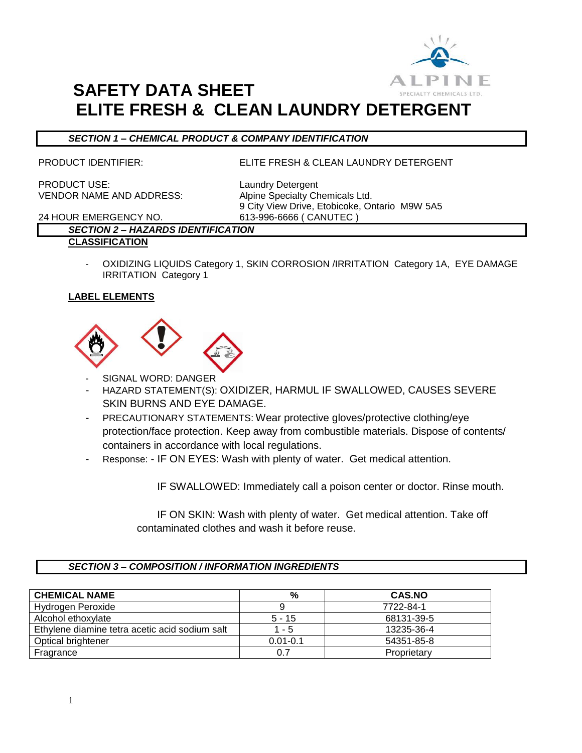# SAFETY DATA SHEET

# ELITE FRESH & CLEAN LAUNDRY DETERGENT

## *SECTION 1 – CHEMICAL PRODUCT & COMPANY IDENTIFICATION*

PRODUCT IDENTIFIER: ELITE FRESH & CLEAN LAUNDRY DETERGENT

PRODUCT USE: Laundry Detergent

VENDOR NAME AND ADDRESS: Alpine Specialty Chemicals Ltd.
9 City View Drive, Etobicoke, Ontario M9W 5A5

24 HOUR EMERGENCY NO. 613-996-6666 ( CANUTEC )

## *SECTION 2 – HAZARDS IDENTIFICATION*

**CLASSIFICATION**

- OXIDIZING LIQUIDS Category 1, SKIN CORROSION /IRRITATION Category 1A, EYE DAMAGE IRRITATION Category 1

**LABEL ELEMENTS**

- SIGNAL WORD: DANGER
- HAZARD STATEMENT(S): OXIDIZER, HARMUL IF SWALLOWED, CAUSES SEVERE SKIN BURNS AND EYE DAMAGE.
- PRECAUTIONARY STATEMENTS: Wear protective gloves/protective clothing/eye protection/face protection. Keep away from combustible materials. Dispose of contents/ containers in accordance with local regulations.
- Response: - IF ON EYES: Wash with plenty of water. Get medical attention.

  IF SWALLOWED: Immediately call a poison center or doctor. Rinse mouth.

  IF ON SKIN: Wash with plenty of water. Get medical attention. Take off contaminated clothes and wash it before reuse.

## *SECTION 3 – COMPOSITION / INFORMATION INGREDIENTS*

| CHEMICAL NAME | % | CAS.NO |
|---|---|---|
| Hydrogen Peroxide | 9 | 7722-84-1 |
| Alcohol ethoxylate | 5 - 15 | 68131-39-5 |
| Ethylene diamine tetra acetic acid sodium salt | 1 - 5 | 13235-36-4 |
| Optical brightener | 0.01-0.1 | 54351-85-8 |
| Fragrance | 0.7 | Proprietary |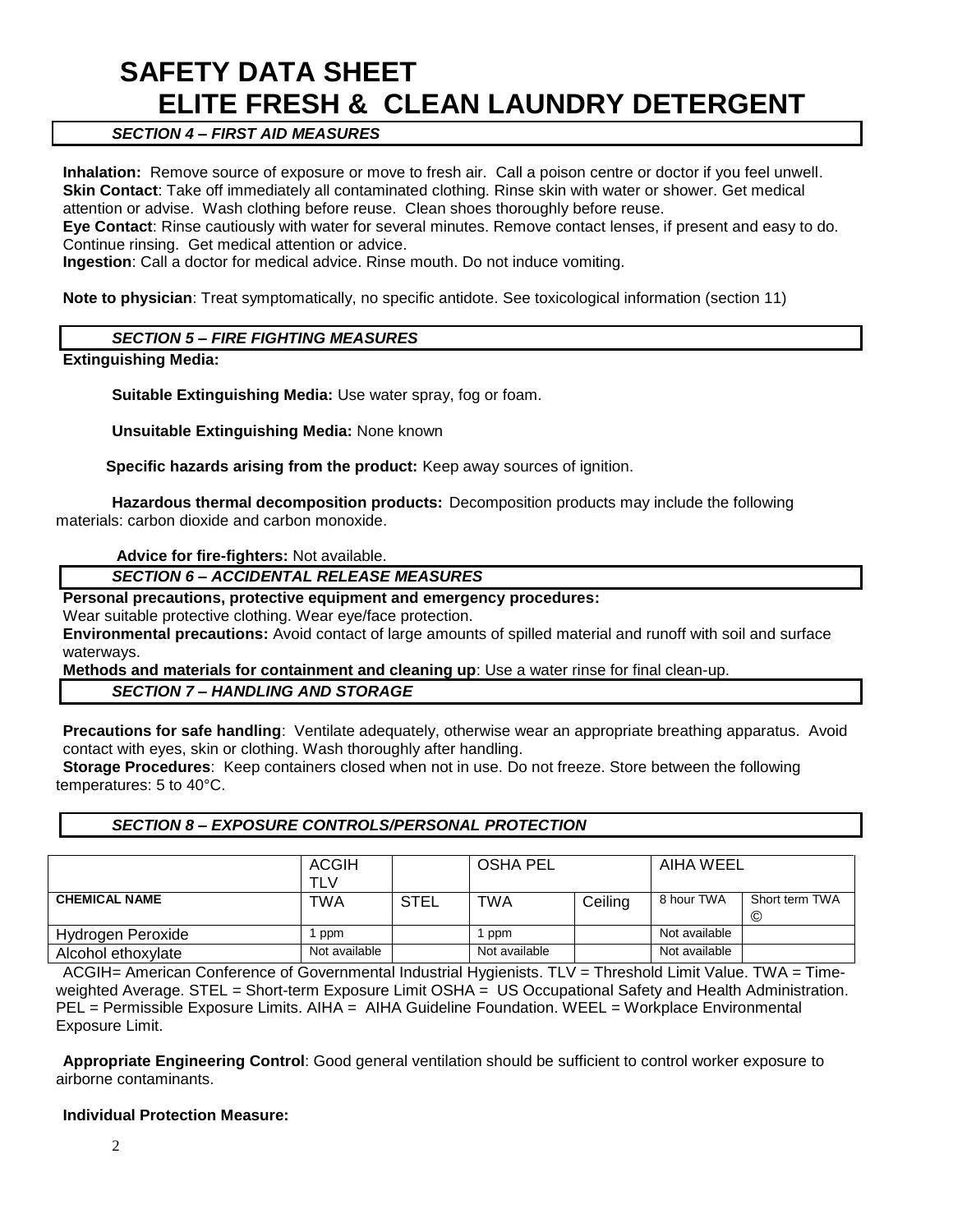# SAFETY DATA SHEET
# ELITE FRESH & CLEAN LAUNDRY DETERGENT

## *SECTION 4 – FIRST AID MEASURES*

**Inhalation:** Remove source of exposure or move to fresh air. Call a poison centre or doctor if you feel unwell.
**Skin Contact**: Take off immediately all contaminated clothing. Rinse skin with water or shower. Get medical attention or advise. Wash clothing before reuse. Clean shoes thoroughly before reuse.
**Eye Contact**: Rinse cautiously with water for several minutes. Remove contact lenses, if present and easy to do. Continue rinsing. Get medical attention or advice.
**Ingestion**: Call a doctor for medical advice. Rinse mouth. Do not induce vomiting.

**Note to physician**: Treat symptomatically, no specific antidote. See toxicological information (section 11)

## *SECTION 5 – FIRE FIGHTING MEASURES*

**Extinguishing Media:**

**Suitable Extinguishing Media:** Use water spray, fog or foam.

**Unsuitable Extinguishing Media:** None known

**Specific hazards arising from the product:** Keep away sources of ignition.

**Hazardous thermal decomposition products:** Decomposition products may include the following materials: carbon dioxide and carbon monoxide.

**Advice for fire-fighters:** Not available.

## *SECTION 6 – ACCIDENTAL RELEASE MEASURES*

**Personal precautions, protective equipment and emergency procedures:**
Wear suitable protective clothing. Wear eye/face protection.
**Environmental precautions:** Avoid contact of large amounts of spilled material and runoff with soil and surface waterways.
**Methods and materials for containment and cleaning up**: Use a water rinse for final clean-up.

## *SECTION 7 – HANDLING AND STORAGE*

**Precautions for safe handling**: Ventilate adequately, otherwise wear an appropriate breathing apparatus. Avoid contact with eyes, skin or clothing. Wash thoroughly after handling.
**Storage Procedures**: Keep containers closed when not in use. Do not freeze. Store between the following temperatures: 5 to 40°C.

## *SECTION 8 – EXPOSURE CONTROLS/PERSONAL PROTECTION*

| | ACGIH TLV | | OSHA PEL | | AIHA WEEL | |
|---|---|---|---|---|---|---|
| **CHEMICAL NAME** | TWA | STEL | TWA | Ceiling | 8 hour TWA | Short term TWA © |
| Hydrogen Peroxide | 1 ppm | | 1 ppm | | Not available | |
| Alcohol ethoxylate | Not available | | Not available | | Not available | |

ACGIH= American Conference of Governmental Industrial Hygienists. TLV = Threshold Limit Value. TWA = Time-weighted Average. STEL = Short-term Exposure Limit OSHA = US Occupational Safety and Health Administration. PEL = Permissible Exposure Limits. AIHA = AIHA Guideline Foundation. WEEL = Workplace Environmental Exposure Limit.

**Appropriate Engineering Control**: Good general ventilation should be sufficient to control worker exposure to airborne contaminants.

**Individual Protection Measure:**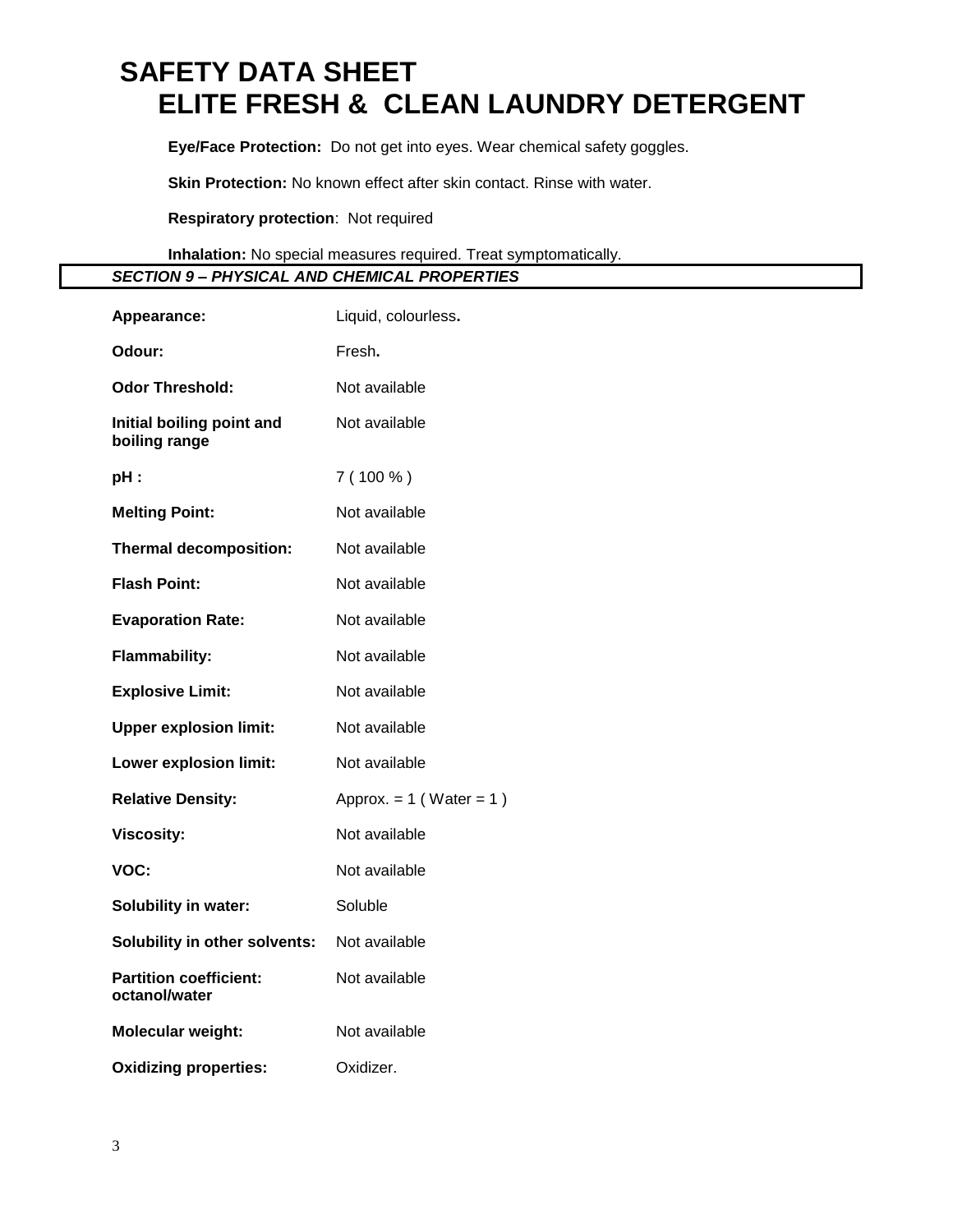**Eye/Face Protection:** Do not get into eyes. Wear chemical safety goggles.

**Skin Protection:** No known effect after skin contact. Rinse with water.

**Respiratory protection**: Not required

**Inhalation:** No special measures required. Treat symptomatically.

## *SECTION 9 – PHYSICAL AND CHEMICAL PROPERTIES*

| | |
|---|---|
| **Appearance:** | Liquid, colourless**.** |
| **Odour:** | Fresh**.** |
| **Odor Threshold:** | Not available |
| **Initial boiling point and boiling range** | Not available |
| **pH :** | 7 ( 100 % ) |
| **Melting Point:** | Not available |
| **Thermal decomposition:** | Not available |
| **Flash Point:** | Not available |
| **Evaporation Rate:** | Not available |
| **Flammability:** | Not available |
| **Explosive Limit:** | Not available |
| **Upper explosion limit:** | Not available |
| **Lower explosion limit:** | Not available |
| **Relative Density:** | Approx. = 1 ( Water = 1 ) |
| **Viscosity:** | Not available |
| **VOC:** | Not available |
| **Solubility in water:** | Soluble |
| **Solubility in other solvents:** | Not available |
| **Partition coefficient: octanol/water** | Not available |
| **Molecular weight:** | Not available |
| **Oxidizing properties:** | Oxidizer. |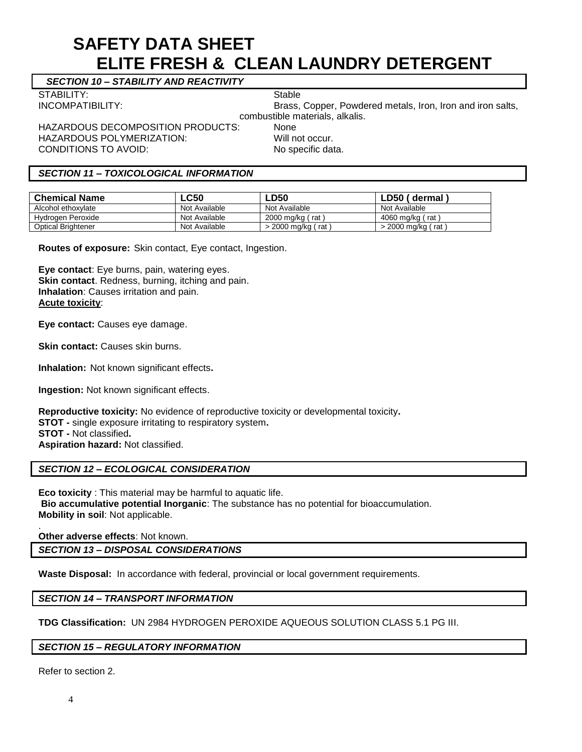# SAFETY DATA SHEET
# ELITE FRESH & CLEAN LAUNDRY DETERGENT

## *SECTION 10 – STABILITY AND REACTIVITY*

STABILITY: Stable
INCOMPATIBILITY: Brass, Copper, Powdered metals, Iron, Iron and iron salts, combustible materials, alkalis.
HAZARDOUS DECOMPOSITION PRODUCTS: None
HAZARDOUS POLYMERIZATION: Will not occur.
CONDITIONS TO AVOID: No specific data.

## *SECTION 11 – TOXICOLOGICAL INFORMATION*

| Chemical Name | LC50 | LD50 | LD50 ( dermal ) |
|---|---|---|---|
| Alcohol ethoxylate | Not Available | Not Available | Not Available |
| Hydrogen Peroxide | Not Available | 2000 mg/kg ( rat ) | 4060 mg/kg ( rat ) |
| Optical Brightener | Not Available | > 2000 mg/kg ( rat ) | > 2000 mg/kg ( rat ) |

**Routes of exposure:** Skin contact, Eye contact, Ingestion.

**Eye contact**: Eye burns, pain, watering eyes.
**Skin contact**. Redness, burning, itching and pain.
**Inhalation**: Causes irritation and pain.
**Acute toxicity**:

**Eye contact:** Causes eye damage.

**Skin contact:** Causes skin burns.

**Inhalation:** Not known significant effects.

**Ingestion:** Not known significant effects.

**Reproductive toxicity:** No evidence of reproductive toxicity or developmental toxicity.
**STOT -** single exposure irritating to respiratory system.
**STOT -** Not classified.
**Aspiration hazard:** Not classified.

## *SECTION 12 – ECOLOGICAL CONSIDERATION*

**Eco toxicity** : This material may be harmful to aquatic life.
**Bio accumulative potential Inorganic**: The substance has no potential for bioaccumulation.
**Mobility in soil**: Not applicable.

**Other adverse effects**: Not known.

## *SECTION 13 – DISPOSAL CONSIDERATIONS*

**Waste Disposal:** In accordance with federal, provincial or local government requirements.

## *SECTION 14 – TRANSPORT INFORMATION*

**TDG Classification:** UN 2984 HYDROGEN PEROXIDE AQUEOUS SOLUTION CLASS 5.1 PG III.

## *SECTION 15 – REGULATORY INFORMATION*

Refer to section 2.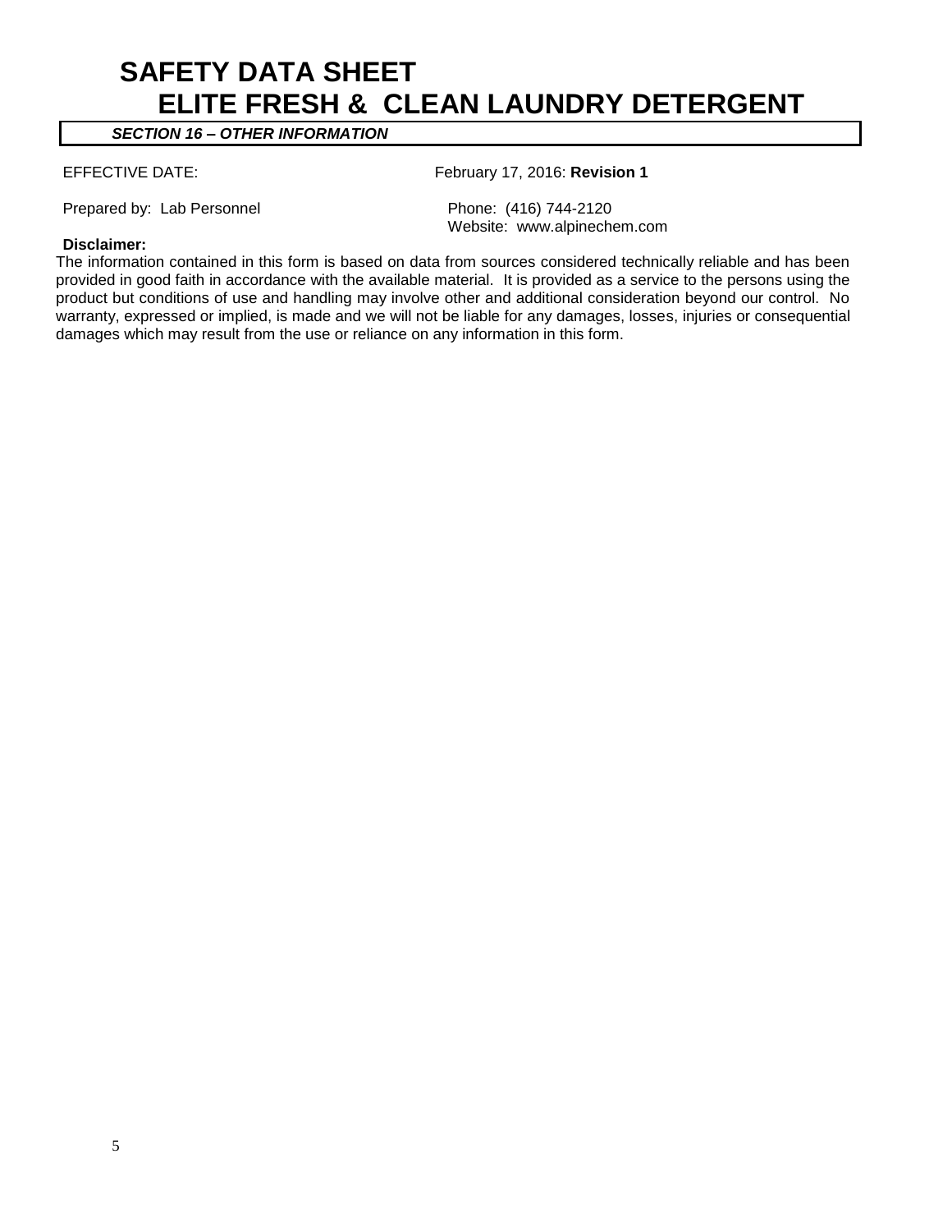# SAFETY DATA SHEET
# ELITE FRESH & CLEAN LAUNDRY DETERGENT

## *SECTION 16 – OTHER INFORMATION*

EFFECTIVE DATE: February 17, 2016: **Revision 1**

Prepared by: Lab Personnel

Phone: (416) 744-2120
Website: www.alpinechem.com

**Disclaimer:**

The information contained in this form is based on data from sources considered technically reliable and has been provided in good faith in accordance with the available material. It is provided as a service to the persons using the product but conditions of use and handling may involve other and additional consideration beyond our control. No warranty, expressed or implied, is made and we will not be liable for any damages, losses, injuries or consequential damages which may result from the use or reliance on any information in this form.